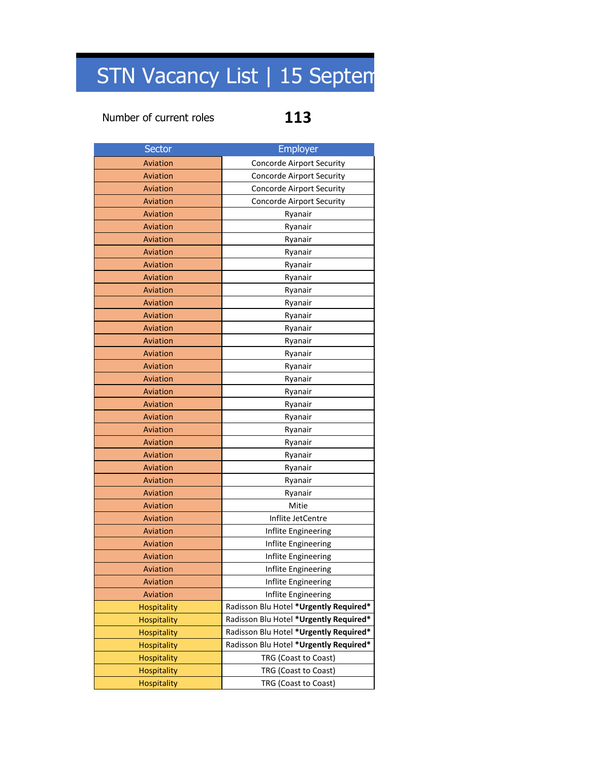# STN Vacancy List | 15 Septem

Number of current roles **113**

| Sector | Employer |
|---|---|
| Aviation | Concorde Airport Security |
| Aviation | Concorde Airport Security |
| Aviation | Concorde Airport Security |
| Aviation | Concorde Airport Security |
| Aviation | Ryanair |
| Aviation | Ryanair |
| Aviation | Ryanair |
| Aviation | Ryanair |
| Aviation | Ryanair |
| Aviation | Ryanair |
| Aviation | Ryanair |
| Aviation | Ryanair |
| Aviation | Ryanair |
| Aviation | Ryanair |
| Aviation | Ryanair |
| Aviation | Ryanair |
| Aviation | Ryanair |
| Aviation | Ryanair |
| Aviation | Ryanair |
| Aviation | Ryanair |
| Aviation | Ryanair |
| Aviation | Ryanair |
| Aviation | Ryanair |
| Aviation | Ryanair |
| Aviation | Ryanair |
| Aviation | Ryanair |
| Aviation | Ryanair |
| Aviation | Mitie |
| Aviation | Inflite JetCentre |
| Aviation | Inflite Engineering |
| Aviation | Inflite Engineering |
| Aviation | Inflite Engineering |
| Aviation | Inflite Engineering |
| Aviation | Inflite Engineering |
| Aviation | Inflite Engineering |
| Hospitality | Radisson Blu Hotel ***Urgently Required*** |
| Hospitality | Radisson Blu Hotel ***Urgently Required*** |
| Hospitality | Radisson Blu Hotel ***Urgently Required*** |
| Hospitality | Radisson Blu Hotel ***Urgently Required*** |
| Hospitality | TRG (Coast to Coast) |
| Hospitality | TRG (Coast to Coast) |
| Hospitality | TRG (Coast to Coast) |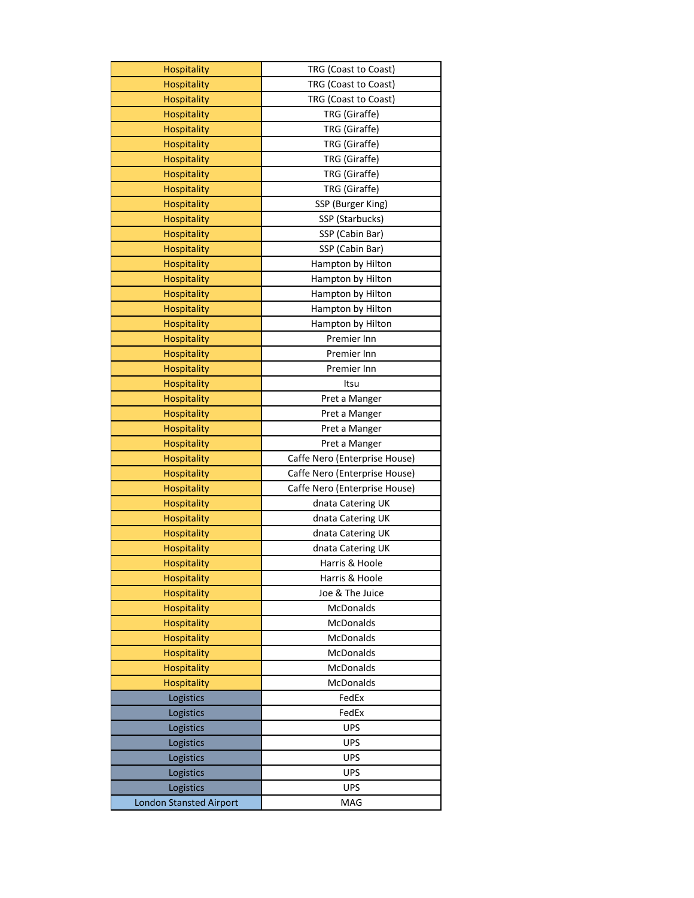| Hospitality | TRG (Coast to Coast) |
|---|---|
| Hospitality | TRG (Coast to Coast) |
| Hospitality | TRG (Coast to Coast) |
| Hospitality | TRG (Giraffe) |
| Hospitality | TRG (Giraffe) |
| Hospitality | TRG (Giraffe) |
| Hospitality | TRG (Giraffe) |
| Hospitality | TRG (Giraffe) |
| Hospitality | TRG (Giraffe) |
| Hospitality | SSP (Burger King) |
| Hospitality | SSP (Starbucks) |
| Hospitality | SSP (Cabin Bar) |
| Hospitality | SSP (Cabin Bar) |
| Hospitality | Hampton by Hilton |
| Hospitality | Hampton by Hilton |
| Hospitality | Hampton by Hilton |
| Hospitality | Hampton by Hilton |
| Hospitality | Hampton by Hilton |
| Hospitality | Premier Inn |
| Hospitality | Premier Inn |
| Hospitality | Premier Inn |
| Hospitality | Itsu |
| Hospitality | Pret a Manger |
| Hospitality | Pret a Manger |
| Hospitality | Pret a Manger |
| Hospitality | Pret a Manger |
| Hospitality | Caffe Nero (Enterprise House) |
| Hospitality | Caffe Nero (Enterprise House) |
| Hospitality | Caffe Nero (Enterprise House) |
| Hospitality | dnata Catering UK |
| Hospitality | dnata Catering UK |
| Hospitality | dnata Catering UK |
| Hospitality | dnata Catering UK |
| Hospitality | Harris & Hoole |
| Hospitality | Harris & Hoole |
| Hospitality | Joe & The Juice |
| Hospitality | McDonalds |
| Hospitality | McDonalds |
| Hospitality | McDonalds |
| Hospitality | McDonalds |
| Hospitality | McDonalds |
| Hospitality | McDonalds |
| Logistics | FedEx |
| Logistics | FedEx |
| Logistics | UPS |
| Logistics | UPS |
| Logistics | UPS |
| Logistics | UPS |
| Logistics | UPS |
| London Stansted Airport | MAG |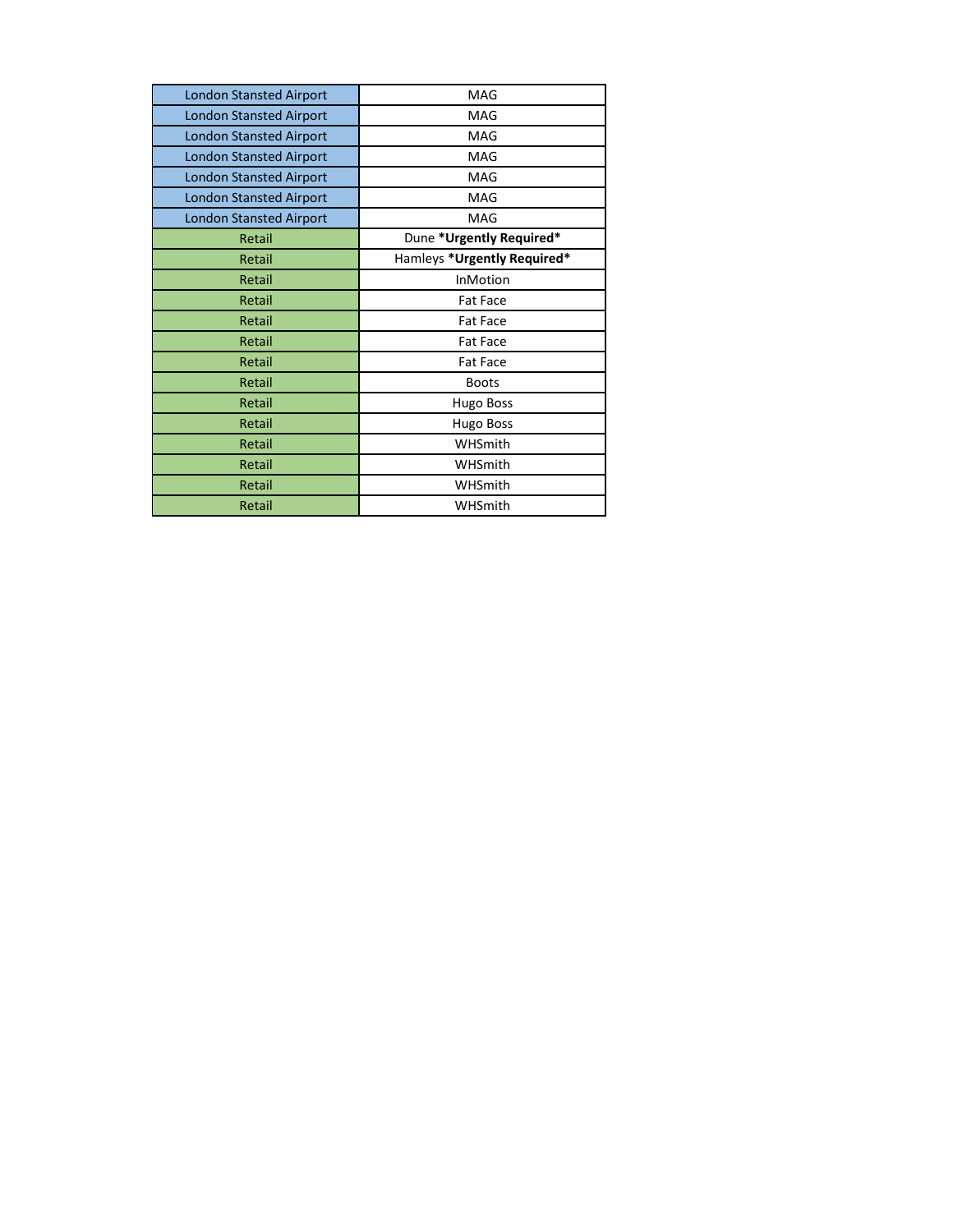| | |
|---|---|
| London Stansted Airport | MAG |
| London Stansted Airport | MAG |
| London Stansted Airport | MAG |
| London Stansted Airport | MAG |
| London Stansted Airport | MAG |
| London Stansted Airport | MAG |
| London Stansted Airport | MAG |
| Retail | Dune **\*Urgently Required\*** |
| Retail | Hamleys **\*Urgently Required\*** |
| Retail | InMotion |
| Retail | Fat Face |
| Retail | Fat Face |
| Retail | Fat Face |
| Retail | Fat Face |
| Retail | Boots |
| Retail | Hugo Boss |
| Retail | Hugo Boss |
| Retail | WHSmith |
| Retail | WHSmith |
| Retail | WHSmith |
| Retail | WHSmith |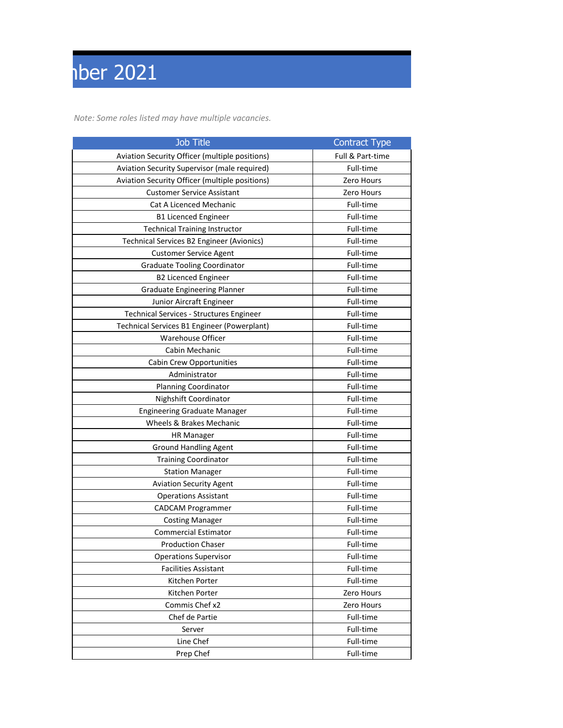# ber 2021

*Note: Some roles listed may have multiple vacancies.*

| Job Title | Contract Type |
|---|---|
| Aviation Security Officer (multiple positions) | Full & Part-time |
| Aviation Security Supervisor (male required) | Full-time |
| Aviation Security Officer (multiple positions) | Zero Hours |
| Customer Service Assistant | Zero Hours |
| Cat A Licenced Mechanic | Full-time |
| B1 Licenced Engineer | Full-time |
| Technical Training Instructor | Full-time |
| Technical Services B2 Engineer (Avionics) | Full-time |
| Customer Service Agent | Full-time |
| Graduate Tooling Coordinator | Full-time |
| B2 Licenced Engineer | Full-time |
| Graduate Engineering Planner | Full-time |
| Junior Aircraft Engineer | Full-time |
| Technical Services - Structures Engineer | Full-time |
| Technical Services B1 Engineer (Powerplant) | Full-time |
| Warehouse Officer | Full-time |
| Cabin Mechanic | Full-time |
| Cabin Crew Opportunities | Full-time |
| Administrator | Full-time |
| Planning Coordinator | Full-time |
| Nighshift Coordinator | Full-time |
| Engineering Graduate Manager | Full-time |
| Wheels & Brakes Mechanic | Full-time |
| HR Manager | Full-time |
| Ground Handling Agent | Full-time |
| Training Coordinator | Full-time |
| Station Manager | Full-time |
| Aviation Security Agent | Full-time |
| Operations Assistant | Full-time |
| CADCAM Programmer | Full-time |
| Costing Manager | Full-time |
| Commercial Estimator | Full-time |
| Production Chaser | Full-time |
| Operations Supervisor | Full-time |
| Facilities Assistant | Full-time |
| Kitchen Porter | Full-time |
| Kitchen Porter | Zero Hours |
| Commis Chef x2 | Zero Hours |
| Chef de Partie | Full-time |
| Server | Full-time |
| Line Chef | Full-time |
| Prep Chef | Full-time |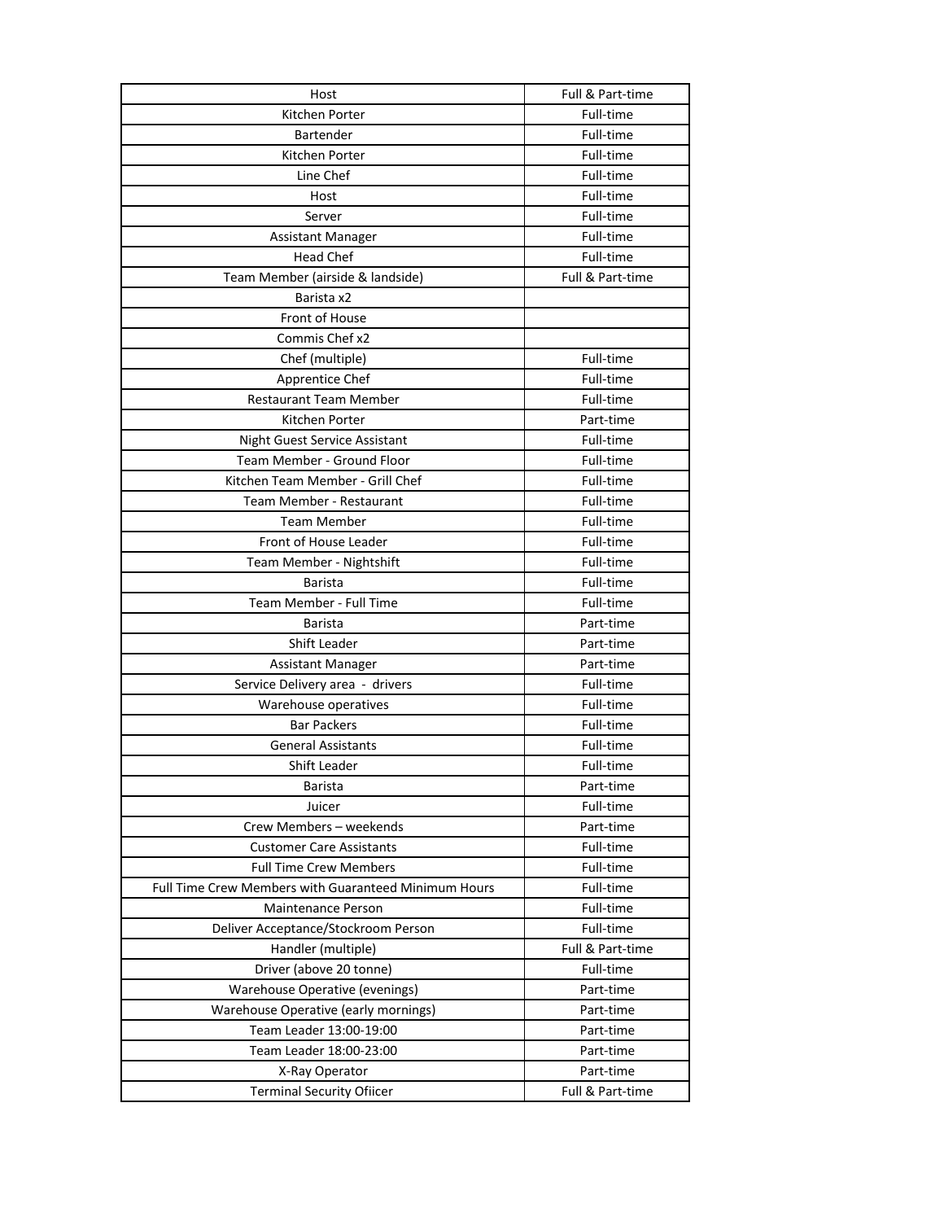| | |
|---|---|
| Host | Full & Part-time |
| Kitchen Porter | Full-time |
| Bartender | Full-time |
| Kitchen Porter | Full-time |
| Line Chef | Full-time |
| Host | Full-time |
| Server | Full-time |
| Assistant Manager | Full-time |
| Head Chef | Full-time |
| Team Member (airside & landside) | Full & Part-time |
| Barista x2 | |
| Front of House | |
| Commis Chef x2 | |
| Chef (multiple) | Full-time |
| Apprentice Chef | Full-time |
| Restaurant Team Member | Full-time |
| Kitchen Porter | Part-time |
| Night Guest Service Assistant | Full-time |
| Team Member - Ground Floor | Full-time |
| Kitchen Team Member - Grill Chef | Full-time |
| Team Member - Restaurant | Full-time |
| Team Member | Full-time |
| Front of House Leader | Full-time |
| Team Member - Nightshift | Full-time |
| Barista | Full-time |
| Team Member - Full Time | Full-time |
| Barista | Part-time |
| Shift Leader | Part-time |
| Assistant Manager | Part-time |
| Service Delivery area - drivers | Full-time |
| Warehouse operatives | Full-time |
| Bar Packers | Full-time |
| General Assistants | Full-time |
| Shift Leader | Full-time |
| Barista | Part-time |
| Juicer | Full-time |
| Crew Members – weekends | Part-time |
| Customer Care Assistants | Full-time |
| Full Time Crew Members | Full-time |
| Full Time Crew Members with Guaranteed Minimum Hours | Full-time |
| Maintenance Person | Full-time |
| Deliver Acceptance/Stockroom Person | Full-time |
| Handler (multiple) | Full & Part-time |
| Driver (above 20 tonne) | Full-time |
| Warehouse Operative (evenings) | Part-time |
| Warehouse Operative (early mornings) | Part-time |
| Team Leader 13:00-19:00 | Part-time |
| Team Leader 18:00-23:00 | Part-time |
| X-Ray Operator | Part-time |
| Terminal Security Ofiicer | Full & Part-time |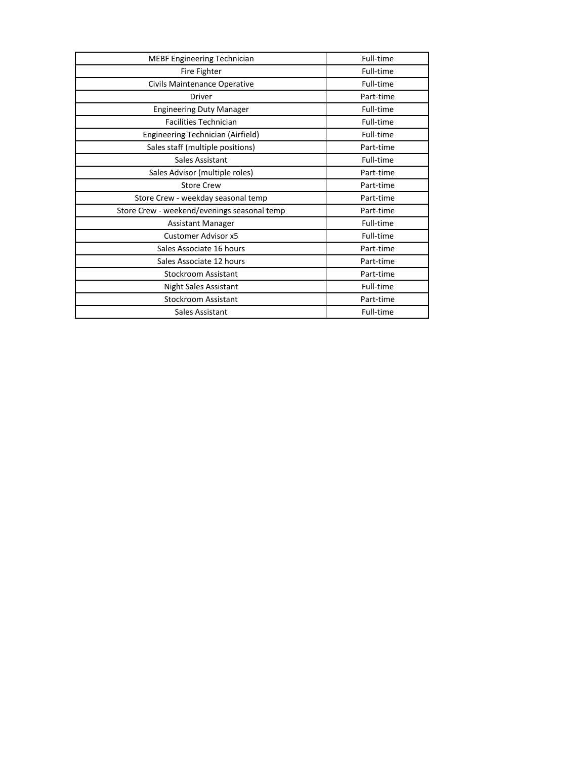| MEBF Engineering Technician | Full-time |
|---|---|
| Fire Fighter | Full-time |
| Civils Maintenance Operative | Full-time |
| Driver | Part-time |
| Engineering Duty Manager | Full-time |
| Facilities Technician | Full-time |
| Engineering Technician (Airfield) | Full-time |
| Sales staff (multiple positions) | Part-time |
| Sales Assistant | Full-time |
| Sales Advisor (multiple roles) | Part-time |
| Store Crew | Part-time |
| Store Crew - weekday seasonal temp | Part-time |
| Store Crew - weekend/evenings seasonal temp | Part-time |
| Assistant Manager | Full-time |
| Customer Advisor x5 | Full-time |
| Sales Associate 16 hours | Part-time |
| Sales Associate 12 hours | Part-time |
| Stockroom Assistant | Part-time |
| Night Sales Assistant | Full-time |
| Stockroom Assistant | Part-time |
| Sales Assistant | Full-time |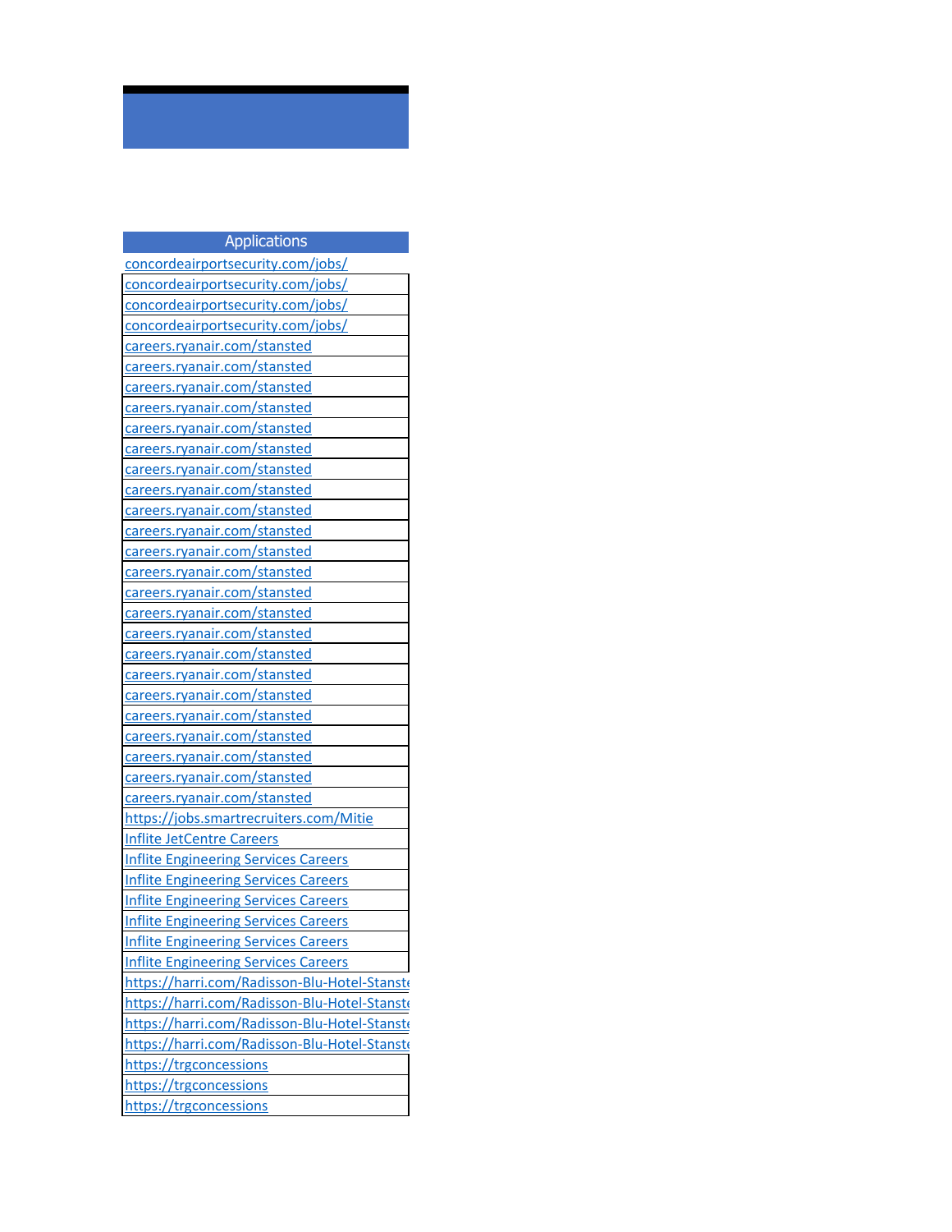| Applications |
|---|
| concordeairportsecurity.com/jobs/ |
| concordeairportsecurity.com/jobs/ |
| concordeairportsecurity.com/jobs/ |
| concordeairportsecurity.com/jobs/ |
| careers.ryanair.com/stansted |
| careers.ryanair.com/stansted |
| careers.ryanair.com/stansted |
| careers.ryanair.com/stansted |
| careers.ryanair.com/stansted |
| careers.ryanair.com/stansted |
| careers.ryanair.com/stansted |
| careers.ryanair.com/stansted |
| careers.ryanair.com/stansted |
| careers.ryanair.com/stansted |
| careers.ryanair.com/stansted |
| careers.ryanair.com/stansted |
| careers.ryanair.com/stansted |
| careers.ryanair.com/stansted |
| careers.ryanair.com/stansted |
| careers.ryanair.com/stansted |
| careers.ryanair.com/stansted |
| careers.ryanair.com/stansted |
| careers.ryanair.com/stansted |
| careers.ryanair.com/stansted |
| careers.ryanair.com/stansted |
| careers.ryanair.com/stansted |
| careers.ryanair.com/stansted |
| https://jobs.smartrecruiters.com/Mitie |
| Inflite JetCentre Careers |
| Inflite Engineering Services Careers |
| Inflite Engineering Services Careers |
| Inflite Engineering Services Careers |
| Inflite Engineering Services Careers |
| Inflite Engineering Services Careers |
| Inflite Engineering Services Careers |
| https://harri.com/Radisson-Blu-Hotel-Stanste |
| https://harri.com/Radisson-Blu-Hotel-Stanste |
| https://harri.com/Radisson-Blu-Hotel-Stanste |
| https://harri.com/Radisson-Blu-Hotel-Stanste |
| https://trgconcessions |
| https://trgconcessions |
| https://trgconcessions |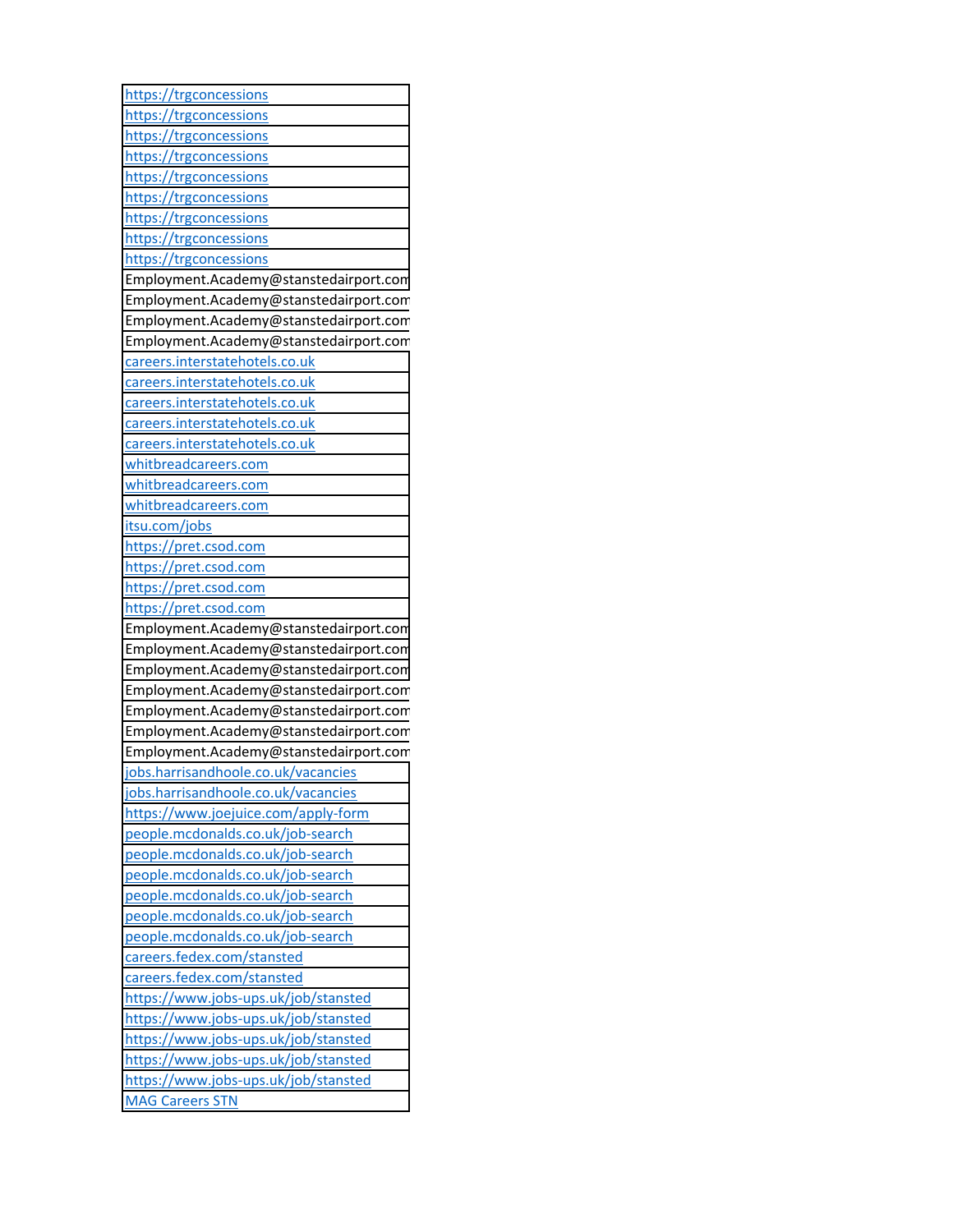| |
|---|
| https://trgconcessions |
| https://trgconcessions |
| https://trgconcessions |
| https://trgconcessions |
| https://trgconcessions |
| https://trgconcessions |
| https://trgconcessions |
| https://trgconcessions |
| https://trgconcessions |
| Employment.Academy@stanstedairport.com |
| Employment.Academy@stanstedairport.com |
| Employment.Academy@stanstedairport.com |
| Employment.Academy@stanstedairport.com |
| careers.interstatehotels.co.uk |
| careers.interstatehotels.co.uk |
| careers.interstatehotels.co.uk |
| careers.interstatehotels.co.uk |
| careers.interstatehotels.co.uk |
| whitbreadcareers.com |
| whitbreadcareers.com |
| whitbreadcareers.com |
| itsu.com/jobs |
| https://pret.csod.com |
| https://pret.csod.com |
| https://pret.csod.com |
| https://pret.csod.com |
| Employment.Academy@stanstedairport.com |
| Employment.Academy@stanstedairport.com |
| Employment.Academy@stanstedairport.com |
| Employment.Academy@stanstedairport.com |
| Employment.Academy@stanstedairport.com |
| Employment.Academy@stanstedairport.com |
| Employment.Academy@stanstedairport.com |
| jobs.harrisandhoole.co.uk/vacancies |
| jobs.harrisandhoole.co.uk/vacancies |
| https://www.joejuice.com/apply-form |
| people.mcdonalds.co.uk/job-search |
| people.mcdonalds.co.uk/job-search |
| people.mcdonalds.co.uk/job-search |
| people.mcdonalds.co.uk/job-search |
| people.mcdonalds.co.uk/job-search |
| people.mcdonalds.co.uk/job-search |
| careers.fedex.com/stansted |
| careers.fedex.com/stansted |
| https://www.jobs-ups.uk/job/stansted |
| https://www.jobs-ups.uk/job/stansted |
| https://www.jobs-ups.uk/job/stansted |
| https://www.jobs-ups.uk/job/stansted |
| https://www.jobs-ups.uk/job/stansted |
| MAG Careers STN |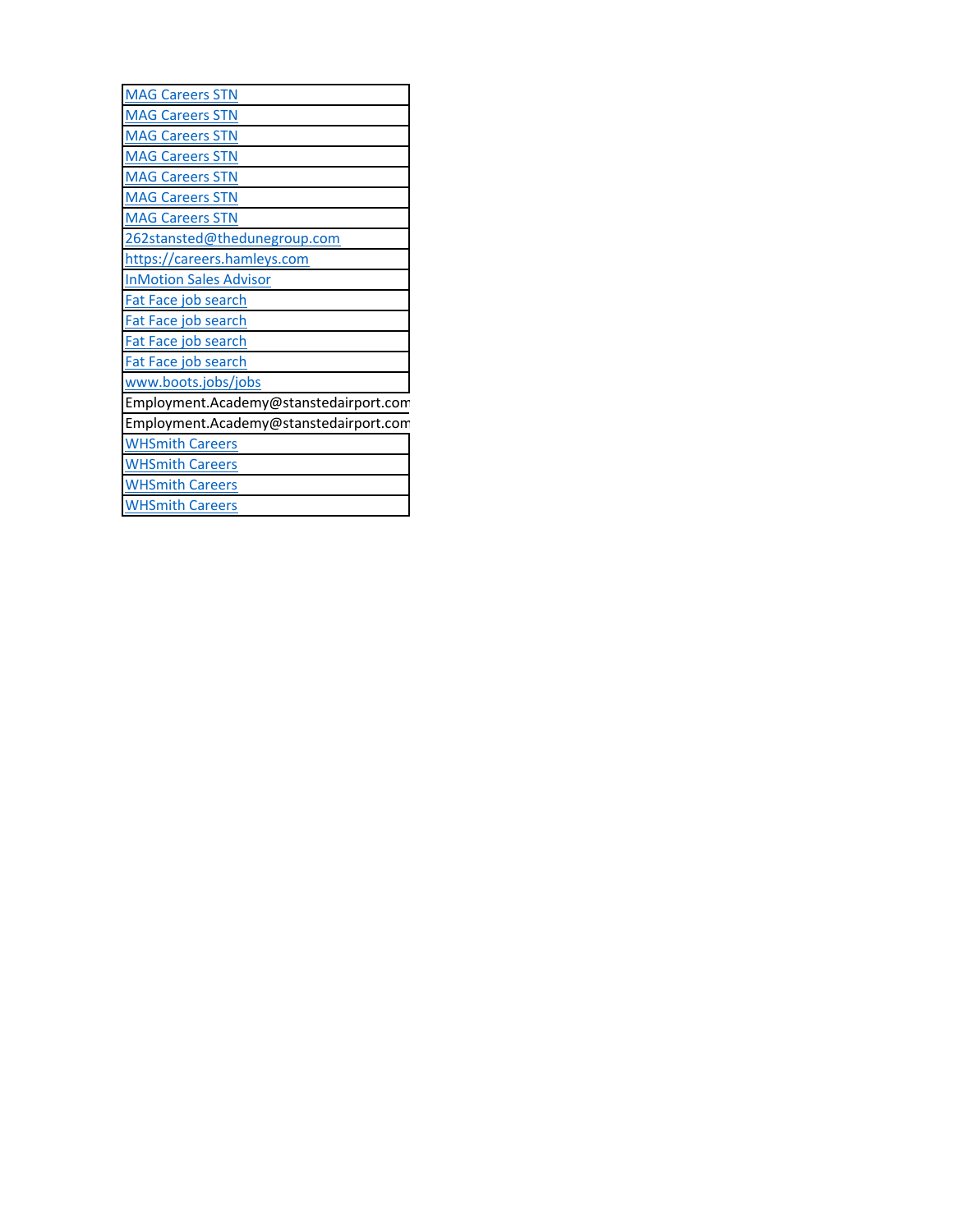| MAG Careers STN |
|---|
| MAG Careers STN |
| MAG Careers STN |
| MAG Careers STN |
| MAG Careers STN |
| MAG Careers STN |
| MAG Careers STN |
| 262stansted@thedunegroup.com |
| https://careers.hamleys.com |
| InMotion Sales Advisor |
| Fat Face job search |
| Fat Face job search |
| Fat Face job search |
| Fat Face job search |
| www.boots.jobs/jobs |
| Employment.Academy@stanstedairport.com |
| Employment.Academy@stanstedairport.com |
| WHSmith Careers |
| WHSmith Careers |
| WHSmith Careers |
| WHSmith Careers |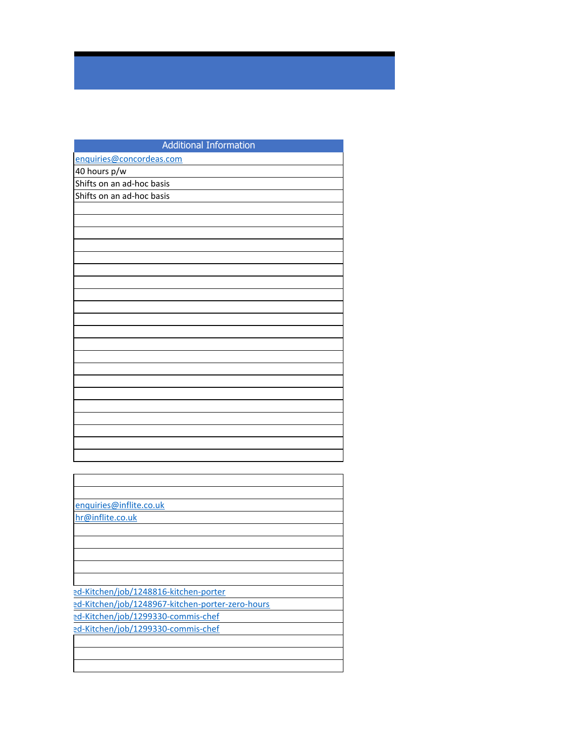| Additional Information |
|---|
| enquiries@concordeas.com |
| 40 hours p/w |
| Shifts on an ad-hoc basis |
| Shifts on an ad-hoc basis |
| |
| |
| |
| |
| |
| |
| |
| |
| |
| |
| |
| |
| |
| |
| |
| |
| |
| |
| |
| |
| |

| |
|---|
| |
| |
| enquiries@inflite.co.uk |
| hr@inflite.co.uk |
| |
| |
| |
| |
| |
| ed-Kitchen/job/1248816-kitchen-porter |
| ed-Kitchen/job/1248967-kitchen-porter-zero-hours |
| ed-Kitchen/job/1299330-commis-chef |
| ed-Kitchen/job/1299330-commis-chef |
| |
| |
| |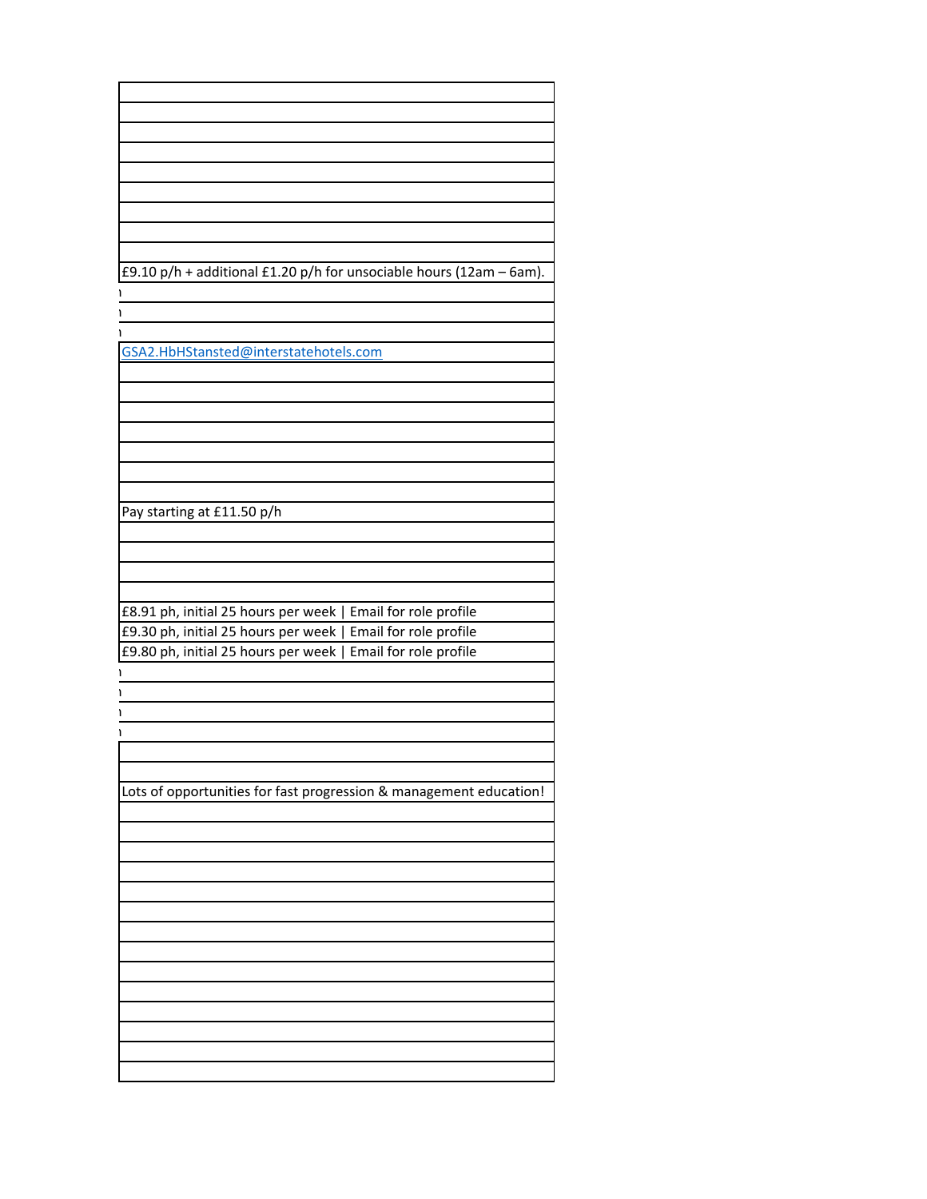| |
|---|
| |
| |
| |
| |
| |
| |
| |
| |
| £9.10 p/h + additional £1.20 p/h for unsociable hours (12am – 6am). |
| |
| |
| |
| GSA2.HbHStansted@interstatehotels.com |
| |
| |
| |
| |
| |
| |
| |
| Pay starting at £11.50 p/h |
| |
| |
| |
| |
| £8.91 ph, initial 25 hours per week \| Email for role profile |
| £9.30 ph, initial 25 hours per week \| Email for role profile |
| £9.80 ph, initial 25 hours per week \| Email for role profile |
| |
| |
| |
| |
| |
| |
| Lots of opportunities for fast progression & management education! |
| |
| |
| |
| |
| |
| |
| |
| |
| |
| |
| |
| |
| |
| |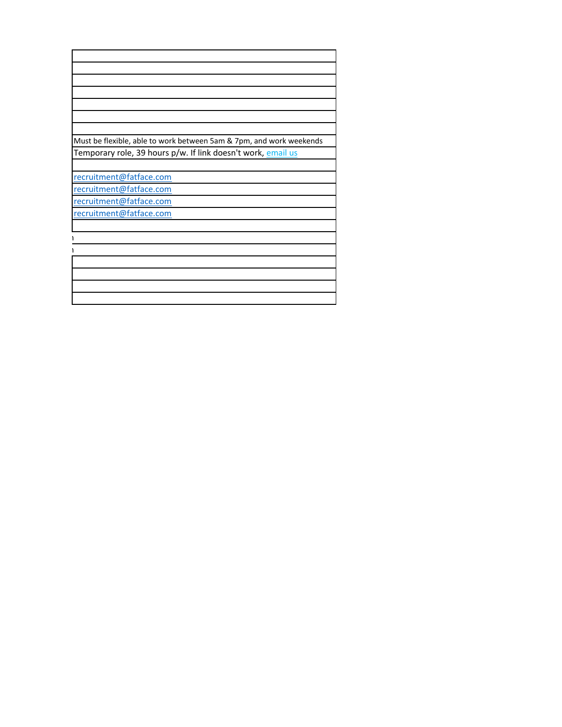| |
|---|
| |
| |
| |
| |
| |
| |
| Must be flexible, able to work between 5am & 7pm, and work weekends |
| Temporary role, 39 hours p/w. If link doesn't work, email us |
| |
| recruitment@fatface.com |
| recruitment@fatface.com |
| recruitment@fatface.com |
| recruitment@fatface.com |
| |
| ı |
| ı |
| |
| |
| |
| |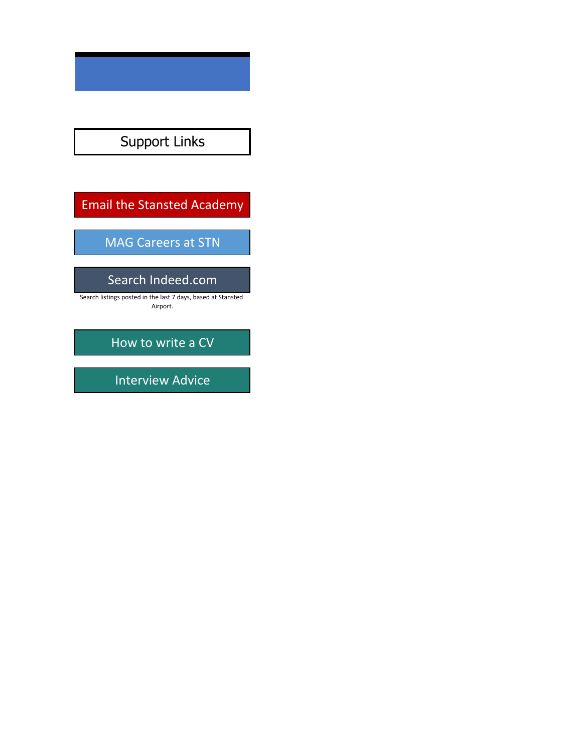## Support Links

Email the Stansted Academy

MAG Careers at STN

Search Indeed.com

Search listings posted in the last 7 days, based at Stansted Airport.

How to write a CV

Interview Advice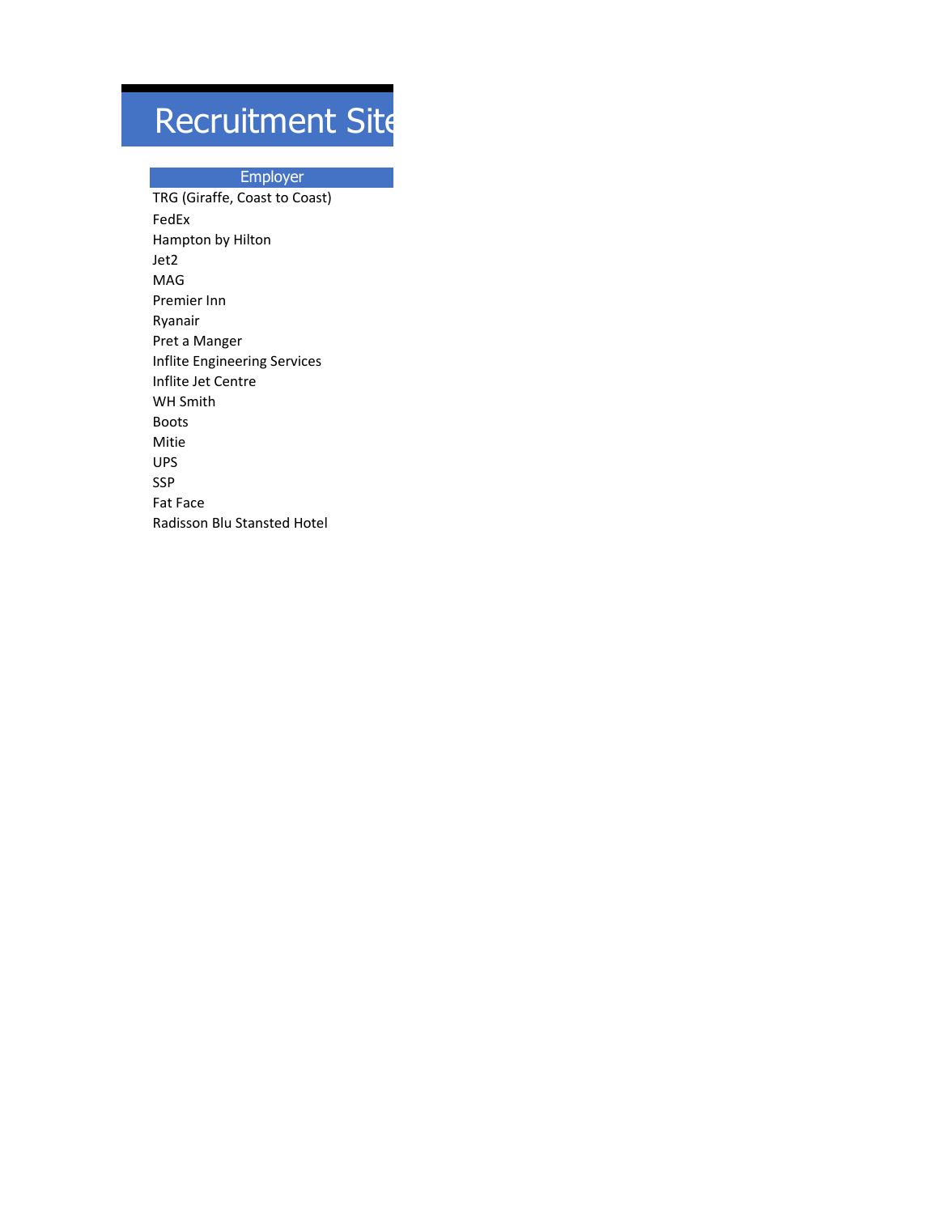# Recruitment Site

| Employer |
| --- |
| TRG (Giraffe, Coast to Coast) |
| FedEx |
| Hampton by Hilton |
| Jet2 |
| MAG |
| Premier Inn |
| Ryanair |
| Pret a Manger |
| Inflite Engineering Services |
| Inflite Jet Centre |
| WH Smith |
| Boots |
| Mitie |
| UPS |
| SSP |
| Fat Face |
| Radisson Blu Stansted Hotel |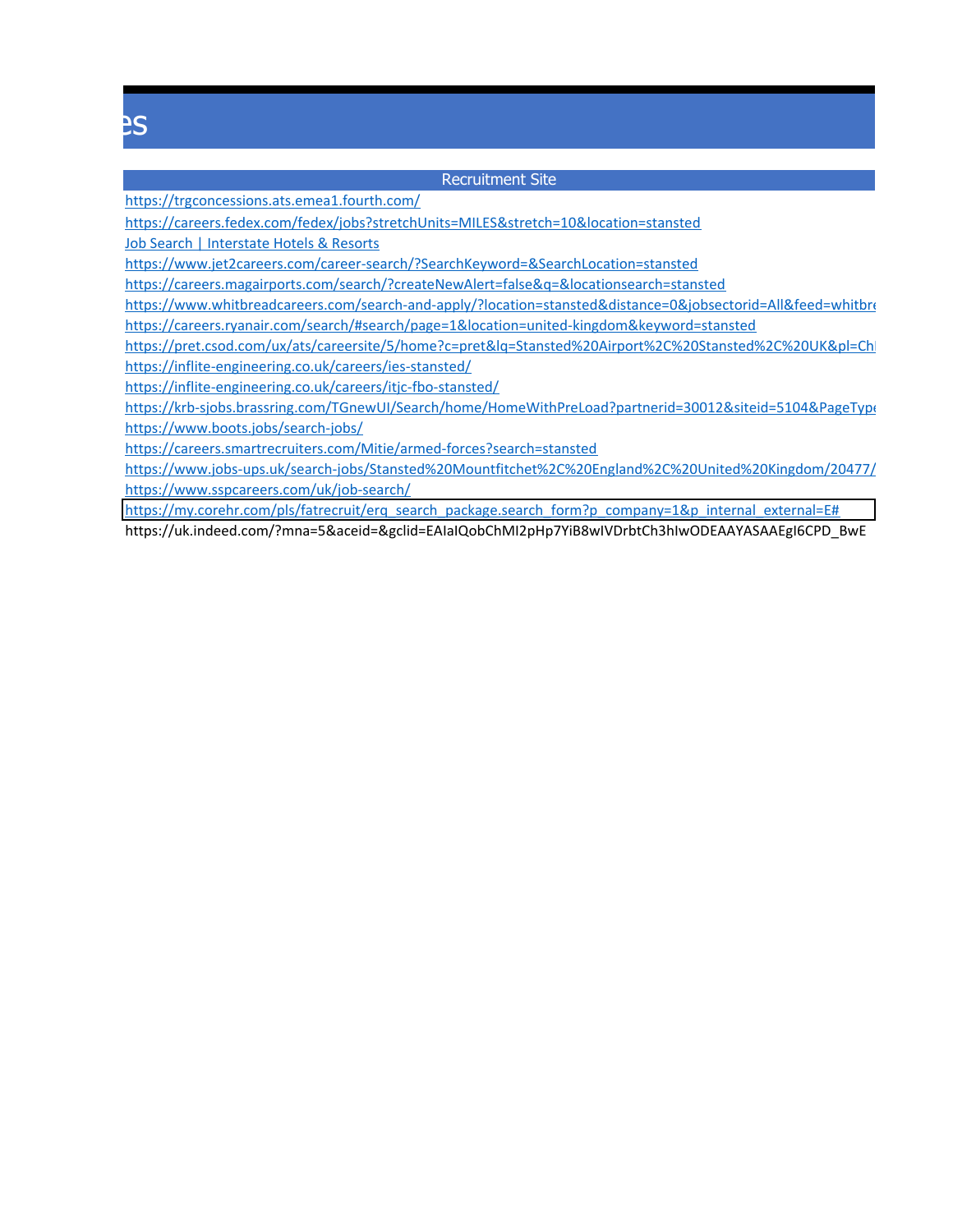es

| Recruitment Site |
|---|
| https://trgconcessions.ats.emea1.fourth.com/ |
| https://careers.fedex.com/fedex/jobs?stretchUnits=MILES&stretch=10&location=stansted |
| Job Search \| Interstate Hotels & Resorts |
| https://www.jet2careers.com/career-search/?SearchKeyword=&SearchLocation=stansted |
| https://careers.magairports.com/search/?createNewAlert=false&q=&locationsearch=stansted |
| https://www.whitbreadcareers.com/search-and-apply/?location=stansted&distance=0&jobsectorid=All&feed=whitbre |
| https://careers.ryanair.com/search/#search/page=1&location=united-kingdom&keyword=stansted |
| https://pret.csod.com/ux/ats/careersite/5/home?c=pret&lq=Stansted%20Airport%2C%20Stansted%2C%20UK&pl=ChI |
| https://inflite-engineering.co.uk/careers/ies-stansted/ |
| https://inflite-engineering.co.uk/careers/itjc-fbo-stansted/ |
| https://krb-sjobs.brassring.com/TGnewUI/Search/home/HomeWithPreLoad?partnerid=30012&siteid=5104&PageType |
| https://www.boots.jobs/search-jobs/ |
| https://careers.smartrecruiters.com/Mitie/armed-forces?search=stansted |
| https://www.jobs-ups.uk/search-jobs/Stansted%20Mountfitchet%2C%20England%2C%20United%20Kingdom/20477/ |
| https://www.sspcareers.com/uk/job-search/ |
| https://my.corehr.com/pls/fatrecruit/erq_search_package.search_form?p_company=1&p_internal_external=E# |
| https://uk.indeed.com/?mna=5&aceid=&gclid=EAIaIQobChMI2pHp7YiB8wIVDrbtCh3hIwODEAAYASAAEgI6CPD_BwE |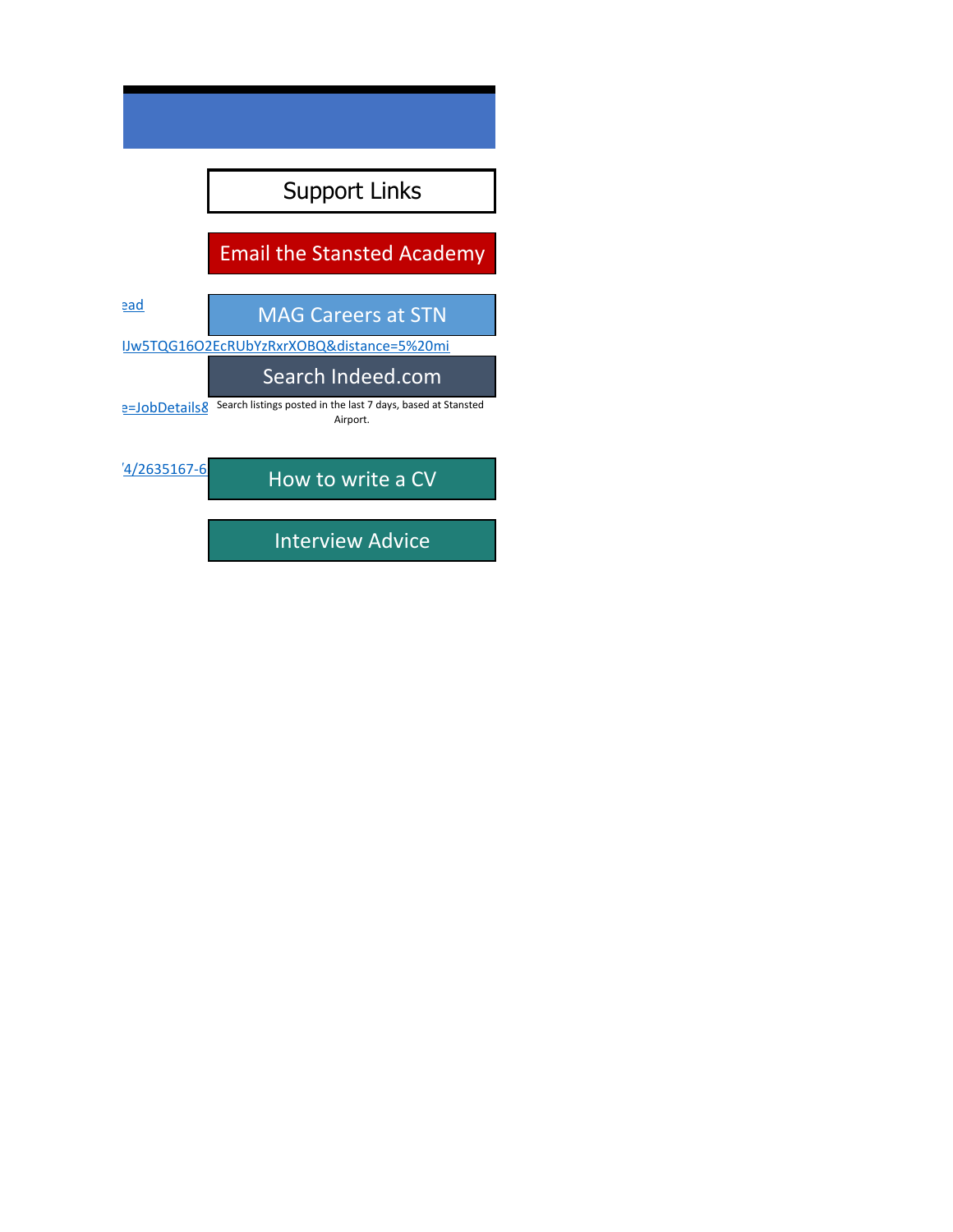## Support Links

Email the Stansted Academy

ead

MAG Careers at STN

lJw5TQG16O2EcRUbYzRxrXOBQ&distance=5%20mi

Search Indeed.com

e=JobDetails8

Search listings posted in the last 7 days, based at Stansted Airport.

'4/2635167-6

How to write a CV

Interview Advice